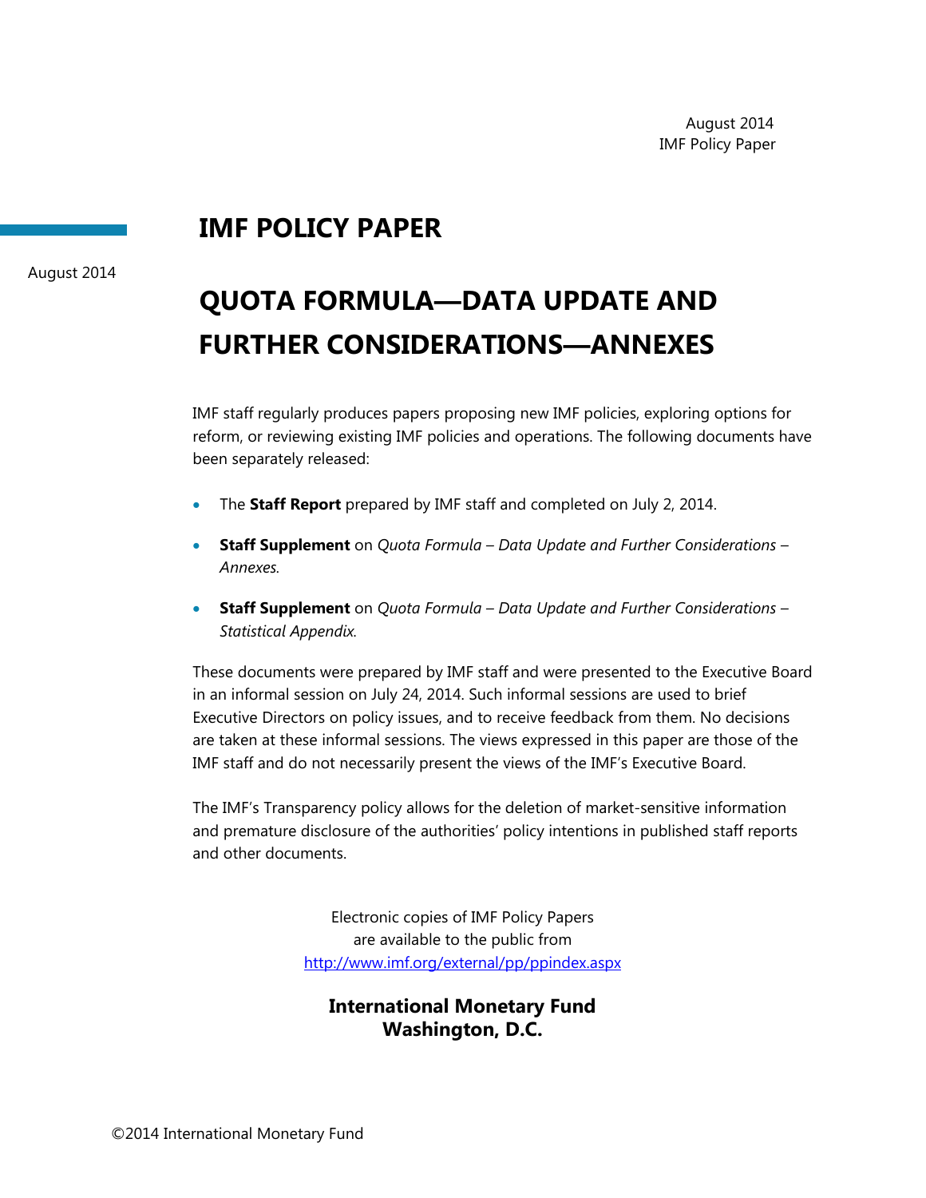August 2014
IMF Policy Paper

# IMF POLICY PAPER

August 2014

# QUOTA FORMULA—DATA UPDATE AND FURTHER CONSIDERATIONS—ANNEXES

IMF staff regularly produces papers proposing new IMF policies, exploring options for reform, or reviewing existing IMF policies and operations. The following documents have been separately released:

- The **Staff Report** prepared by IMF staff and completed on July 2, 2014.
- **Staff Supplement** on *Quota Formula – Data Update and Further Considerations – Annexes.*
- **Staff Supplement** on *Quota Formula – Data Update and Further Considerations – Statistical Appendix.*

These documents were prepared by IMF staff and were presented to the Executive Board in an informal session on July 24, 2014. Such informal sessions are used to brief Executive Directors on policy issues, and to receive feedback from them. No decisions are taken at these informal sessions. The views expressed in this paper are those of the IMF staff and do not necessarily present the views of the IMF's Executive Board.

The IMF's Transparency policy allows for the deletion of market-sensitive information and premature disclosure of the authorities' policy intentions in published staff reports and other documents.

Electronic copies of IMF Policy Papers
are available to the public from
http://www.imf.org/external/pp/ppindex.aspx

**International Monetary Fund**
**Washington, D.C.**

©2014 International Monetary Fund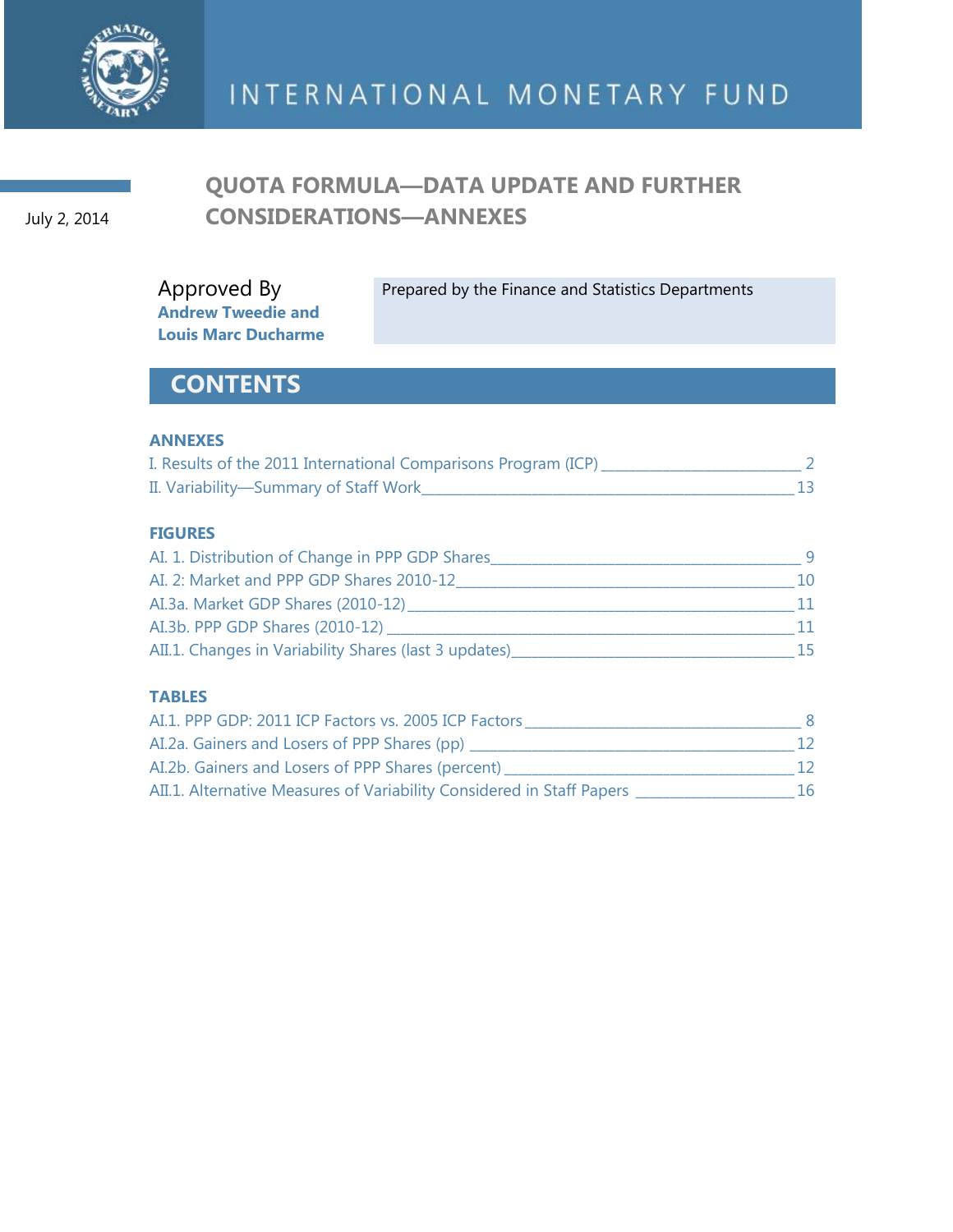# INTERNATIONAL MONETARY FUND

July 2, 2014

## QUOTA FORMULA—DATA UPDATE AND FURTHER CONSIDERATIONS—ANNEXES

Approved By
**Andrew Tweedie and Louis Marc Ducharme**

Prepared by the Finance and Statistics Departments

## CONTENTS

### ANNEXES

I. Results of the 2011 International Comparisons Program (ICP) ____ 2
II. Variability—Summary of Staff Work ____ 13

### FIGURES

AI. 1. Distribution of Change in PPP GDP Shares ____ 9
AI. 2: Market and PPP GDP Shares 2010-12 ____ 10
AI.3a. Market GDP Shares (2010-12) ____ 11
AI.3b. PPP GDP Shares (2010-12) ____ 11
AII.1. Changes in Variability Shares (last 3 updates) ____ 15

### TABLES

AI.1. PPP GDP: 2011 ICP Factors vs. 2005 ICP Factors ____ 8
AI.2a. Gainers and Losers of PPP Shares (pp) ____ 12
AI.2b. Gainers and Losers of PPP Shares (percent) ____ 12
AII.1. Alternative Measures of Variability Considered in Staff Papers ____ 16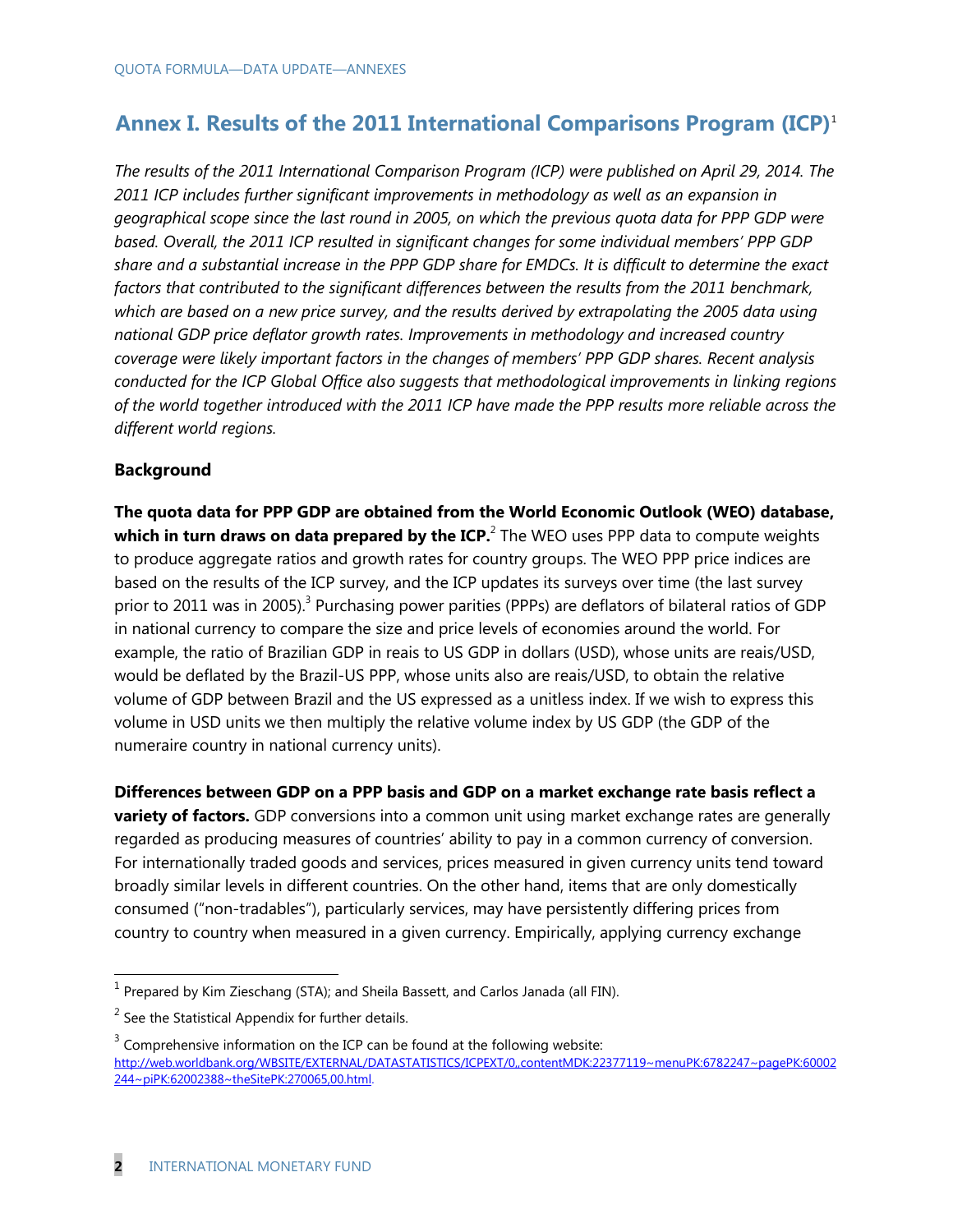## Annex I. Results of the 2011 International Comparisons Program (ICP)[1]

*The results of the 2011 International Comparison Program (ICP) were published on April 29, 2014. The 2011 ICP includes further significant improvements in methodology as well as an expansion in geographical scope since the last round in 2005, on which the previous quota data for PPP GDP were based. Overall, the 2011 ICP resulted in significant changes for some individual members' PPP GDP share and a substantial increase in the PPP GDP share for EMDCs. It is difficult to determine the exact factors that contributed to the significant differences between the results from the 2011 benchmark, which are based on a new price survey, and the results derived by extrapolating the 2005 data using national GDP price deflator growth rates. Improvements in methodology and increased country coverage were likely important factors in the changes of members' PPP GDP shares. Recent analysis conducted for the ICP Global Office also suggests that methodological improvements in linking regions of the world together introduced with the 2011 ICP have made the PPP results more reliable across the different world regions.*

### Background

**The quota data for PPP GDP are obtained from the World Economic Outlook (WEO) database, which in turn draws on data prepared by the ICP.**[2] The WEO uses PPP data to compute weights to produce aggregate ratios and growth rates for country groups. The WEO PPP price indices are based on the results of the ICP survey, and the ICP updates its surveys over time (the last survey prior to 2011 was in 2005).[3] Purchasing power parities (PPPs) are deflators of bilateral ratios of GDP in national currency to compare the size and price levels of economies around the world. For example, the ratio of Brazilian GDP in reais to US GDP in dollars (USD), whose units are reais/USD, would be deflated by the Brazil-US PPP, whose units also are reais/USD, to obtain the relative volume of GDP between Brazil and the US expressed as a unitless index. If we wish to express this volume in USD units we then multiply the relative volume index by US GDP (the GDP of the numeraire country in national currency units).

**Differences between GDP on a PPP basis and GDP on a market exchange rate basis reflect a variety of factors.** GDP conversions into a common unit using market exchange rates are generally regarded as producing measures of countries' ability to pay in a common currency of conversion. For internationally traded goods and services, prices measured in given currency units tend toward broadly similar levels in different countries. On the other hand, items that are only domestically consumed ("non-tradables"), particularly services, may have persistently differing prices from country to country when measured in a given currency. Empirically, applying currency exchange

---

[1] Prepared by Kim Zieschang (STA); and Sheila Bassett, and Carlos Janada (all FIN).

[2] See the Statistical Appendix for further details.

[3] Comprehensive information on the ICP can be found at the following website: http://web.worldbank.org/WBSITE/EXTERNAL/DATASTATISTICS/ICPEXT/0,,contentMDK:22377119~menuPK:6782247~pagePK:60002244~piPK:62002388~theSitePK:270065,00.html.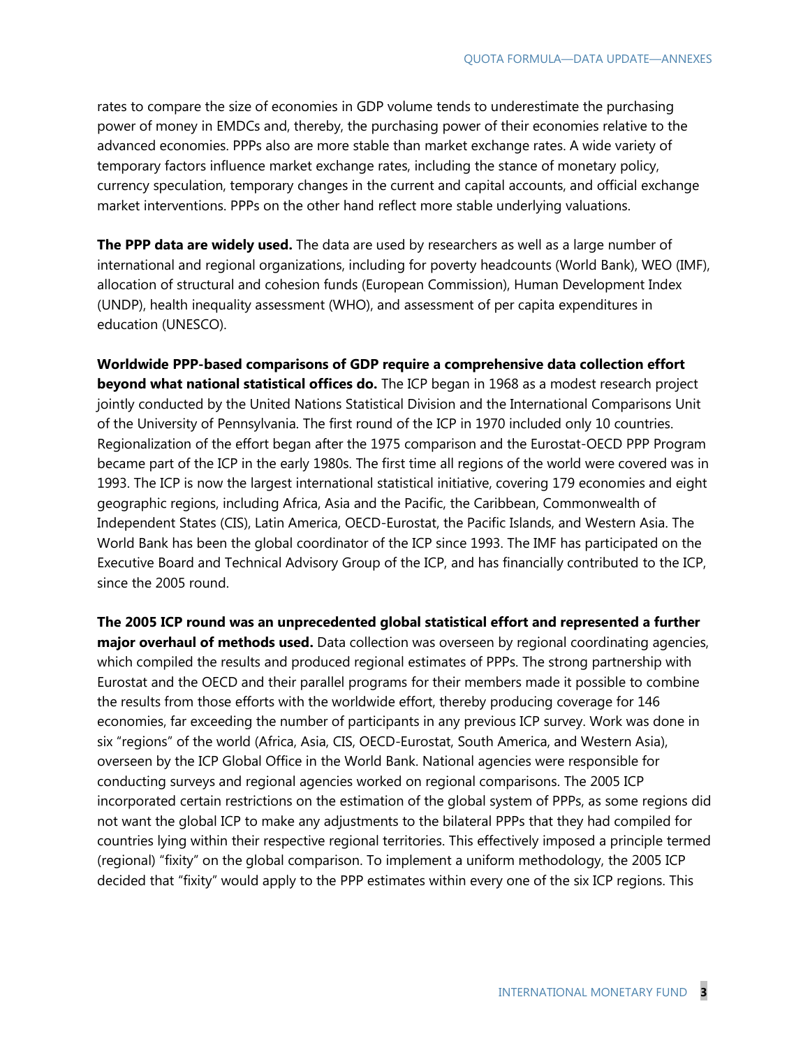rates to compare the size of economies in GDP volume tends to underestimate the purchasing power of money in EMDCs and, thereby, the purchasing power of their economies relative to the advanced economies. PPPs also are more stable than market exchange rates. A wide variety of temporary factors influence market exchange rates, including the stance of monetary policy, currency speculation, temporary changes in the current and capital accounts, and official exchange market interventions. PPPs on the other hand reflect more stable underlying valuations.

**The PPP data are widely used.** The data are used by researchers as well as a large number of international and regional organizations, including for poverty headcounts (World Bank), WEO (IMF), allocation of structural and cohesion funds (European Commission), Human Development Index (UNDP), health inequality assessment (WHO), and assessment of per capita expenditures in education (UNESCO).

**Worldwide PPP-based comparisons of GDP require a comprehensive data collection effort beyond what national statistical offices do.** The ICP began in 1968 as a modest research project jointly conducted by the United Nations Statistical Division and the International Comparisons Unit of the University of Pennsylvania. The first round of the ICP in 1970 included only 10 countries. Regionalization of the effort began after the 1975 comparison and the Eurostat-OECD PPP Program became part of the ICP in the early 1980s. The first time all regions of the world were covered was in 1993. The ICP is now the largest international statistical initiative, covering 179 economies and eight geographic regions, including Africa, Asia and the Pacific, the Caribbean, Commonwealth of Independent States (CIS), Latin America, OECD-Eurostat, the Pacific Islands, and Western Asia. The World Bank has been the global coordinator of the ICP since 1993. The IMF has participated on the Executive Board and Technical Advisory Group of the ICP, and has financially contributed to the ICP, since the 2005 round.

**The 2005 ICP round was an unprecedented global statistical effort and represented a further major overhaul of methods used.** Data collection was overseen by regional coordinating agencies, which compiled the results and produced regional estimates of PPPs. The strong partnership with Eurostat and the OECD and their parallel programs for their members made it possible to combine the results from those efforts with the worldwide effort, thereby producing coverage for 146 economies, far exceeding the number of participants in any previous ICP survey. Work was done in six "regions" of the world (Africa, Asia, CIS, OECD-Eurostat, South America, and Western Asia), overseen by the ICP Global Office in the World Bank. National agencies were responsible for conducting surveys and regional agencies worked on regional comparisons. The 2005 ICP incorporated certain restrictions on the estimation of the global system of PPPs, as some regions did not want the global ICP to make any adjustments to the bilateral PPPs that they had compiled for countries lying within their respective regional territories. This effectively imposed a principle termed (regional) "fixity" on the global comparison. To implement a uniform methodology, the 2005 ICP decided that "fixity" would apply to the PPP estimates within every one of the six ICP regions. This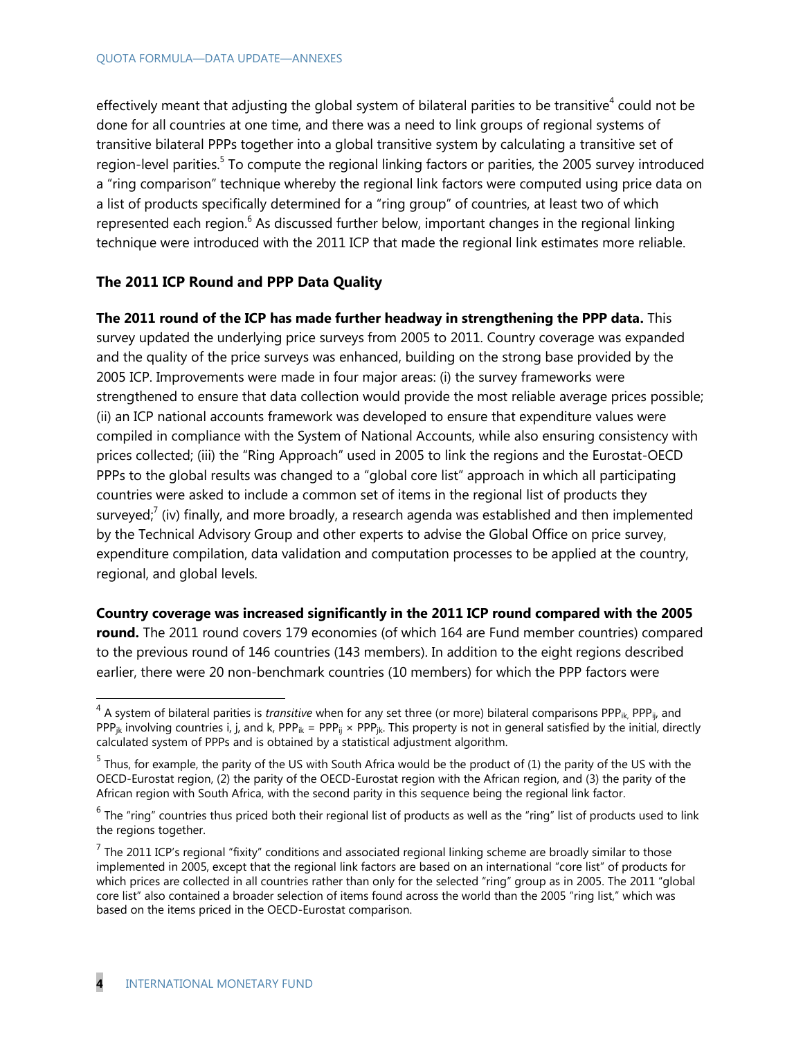effectively meant that adjusting the global system of bilateral parities to be transitive[4] could not be done for all countries at one time, and there was a need to link groups of regional systems of transitive bilateral PPPs together into a global transitive system by calculating a transitive set of region-level parities.[5] To compute the regional linking factors or parities, the 2005 survey introduced a "ring comparison" technique whereby the regional link factors were computed using price data on a list of products specifically determined for a "ring group" of countries, at least two of which represented each region.[6] As discussed further below, important changes in the regional linking technique were introduced with the 2011 ICP that made the regional link estimates more reliable.

### The 2011 ICP Round and PPP Data Quality

**The 2011 round of the ICP has made further headway in strengthening the PPP data.** This survey updated the underlying price surveys from 2005 to 2011. Country coverage was expanded and the quality of the price surveys was enhanced, building on the strong base provided by the 2005 ICP. Improvements were made in four major areas: (i) the survey frameworks were strengthened to ensure that data collection would provide the most reliable average prices possible; (ii) an ICP national accounts framework was developed to ensure that expenditure values were compiled in compliance with the System of National Accounts, while also ensuring consistency with prices collected; (iii) the "Ring Approach" used in 2005 to link the regions and the Eurostat-OECD PPPs to the global results was changed to a "global core list" approach in which all participating countries were asked to include a common set of items in the regional list of products they surveyed;[7] (iv) finally, and more broadly, a research agenda was established and then implemented by the Technical Advisory Group and other experts to advise the Global Office on price survey, expenditure compilation, data validation and computation processes to be applied at the country, regional, and global levels.

**Country coverage was increased significantly in the 2011 ICP round compared with the 2005 round.** The 2011 round covers 179 economies (of which 164 are Fund member countries) compared to the previous round of 146 countries (143 members). In addition to the eight regions described earlier, there were 20 non-benchmark countries (10 members) for which the PPP factors were

---

[4] A system of bilateral parities is *transitive* when for any set three (or more) bilateral comparisons $PPP_{ik}$, $PPP_{ij}$, and $PPP_{jk}$ involving countries i, j, and k, $PPP_{ik} = PPP_{ij} \times PPP_{jk}$. This property is not in general satisfied by the initial, directly calculated system of PPPs and is obtained by a statistical adjustment algorithm.

[5] Thus, for example, the parity of the US with South Africa would be the product of (1) the parity of the US with the OECD-Eurostat region, (2) the parity of the OECD-Eurostat region with the African region, and (3) the parity of the African region with South Africa, with the second parity in this sequence being the regional link factor.

[6] The "ring" countries thus priced both their regional list of products as well as the "ring" list of products used to link the regions together.

[7] The 2011 ICP's regional "fixity" conditions and associated regional linking scheme are broadly similar to those implemented in 2005, except that the regional link factors are based on an international "core list" of products for which prices are collected in all countries rather than only for the selected "ring" group as in 2005. The 2011 "global core list" also contained a broader selection of items found across the world than the 2005 "ring list," which was based on the items priced in the OECD-Eurostat comparison.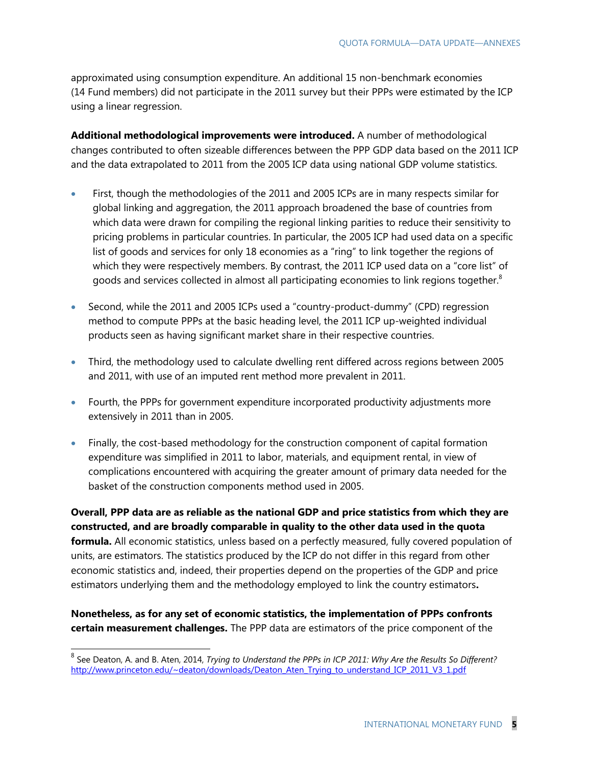approximated using consumption expenditure. An additional 15 non-benchmark economies (14 Fund members) did not participate in the 2011 survey but their PPPs were estimated by the ICP using a linear regression.

**Additional methodological improvements were introduced.** A number of methodological changes contributed to often sizeable differences between the PPP GDP data based on the 2011 ICP and the data extrapolated to 2011 from the 2005 ICP data using national GDP volume statistics.

- First, though the methodologies of the 2011 and 2005 ICPs are in many respects similar for global linking and aggregation, the 2011 approach broadened the base of countries from which data were drawn for compiling the regional linking parities to reduce their sensitivity to pricing problems in particular countries. In particular, the 2005 ICP had used data on a specific list of goods and services for only 18 economies as a "ring" to link together the regions of which they were respectively members. By contrast, the 2011 ICP used data on a "core list" of goods and services collected in almost all participating economies to link regions together.[8]

- Second, while the 2011 and 2005 ICPs used a "country-product-dummy" (CPD) regression method to compute PPPs at the basic heading level, the 2011 ICP up-weighted individual products seen as having significant market share in their respective countries.

- Third, the methodology used to calculate dwelling rent differed across regions between 2005 and 2011, with use of an imputed rent method more prevalent in 2011.

- Fourth, the PPPs for government expenditure incorporated productivity adjustments more extensively in 2011 than in 2005.

- Finally, the cost-based methodology for the construction component of capital formation expenditure was simplified in 2011 to labor, materials, and equipment rental, in view of complications encountered with acquiring the greater amount of primary data needed for the basket of the construction components method used in 2005.

**Overall, PPP data are as reliable as the national GDP and price statistics from which they are constructed, and are broadly comparable in quality to the other data used in the quota formula.** All economic statistics, unless based on a perfectly measured, fully covered population of units, are estimators. The statistics produced by the ICP do not differ in this regard from other economic statistics and, indeed, their properties depend on the properties of the GDP and price estimators underlying them and the methodology employed to link the country estimators**.**

**Nonetheless, as for any set of economic statistics, the implementation of PPPs confronts certain measurement challenges.** The PPP data are estimators of the price component of the

---

[8] See Deaton, A. and B. Aten, 2014, *Trying to Understand the PPPs in ICP 2011: Why Are the Results So Different?* http://www.princeton.edu/~deaton/downloads/Deaton_Aten_Trying_to_understand_ICP_2011_V3_1.pdf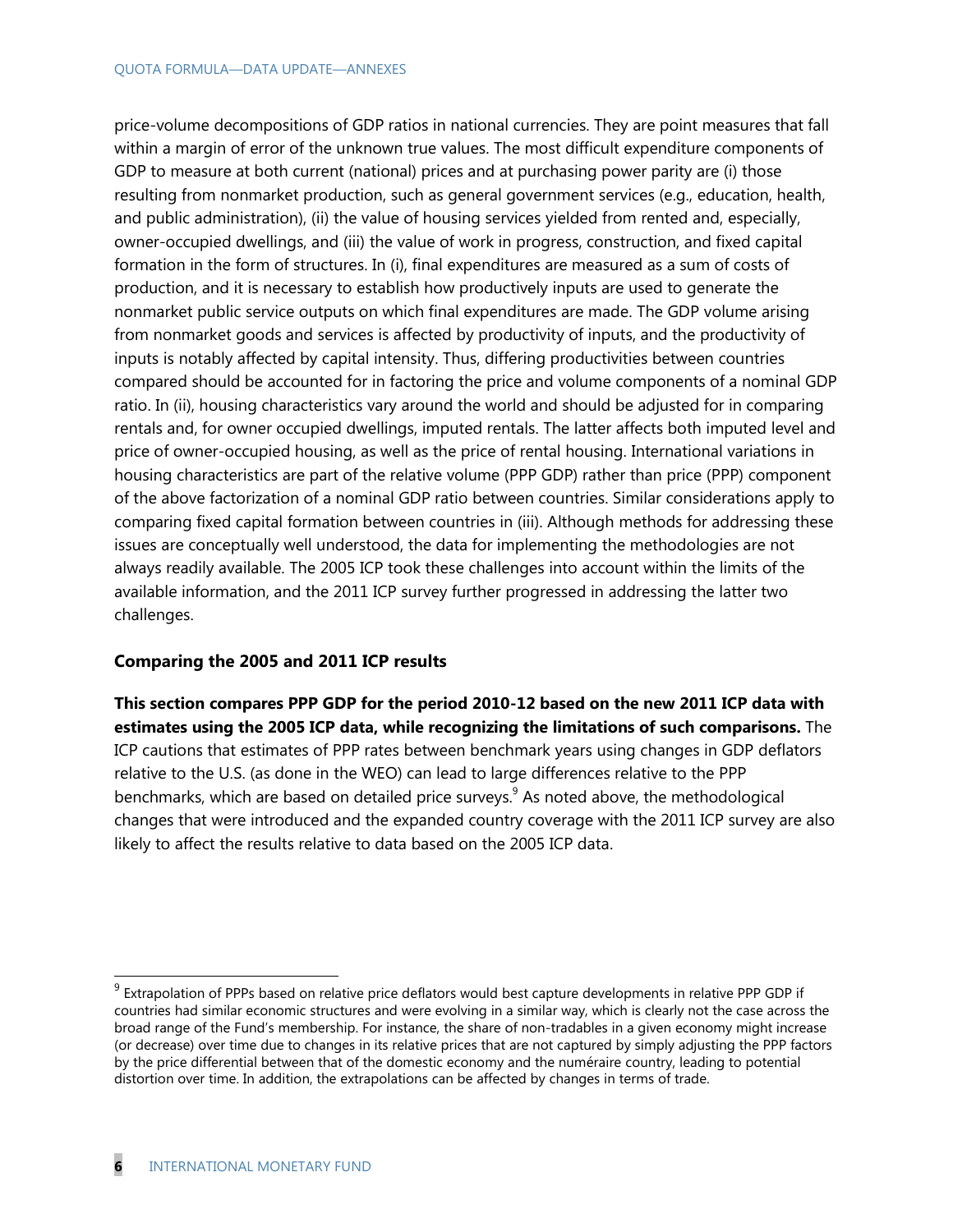price-volume decompositions of GDP ratios in national currencies. They are point measures that fall within a margin of error of the unknown true values. The most difficult expenditure components of GDP to measure at both current (national) prices and at purchasing power parity are (i) those resulting from nonmarket production, such as general government services (e.g., education, health, and public administration), (ii) the value of housing services yielded from rented and, especially, owner-occupied dwellings, and (iii) the value of work in progress, construction, and fixed capital formation in the form of structures. In (i), final expenditures are measured as a sum of costs of production, and it is necessary to establish how productively inputs are used to generate the nonmarket public service outputs on which final expenditures are made. The GDP volume arising from nonmarket goods and services is affected by productivity of inputs, and the productivity of inputs is notably affected by capital intensity. Thus, differing productivities between countries compared should be accounted for in factoring the price and volume components of a nominal GDP ratio. In (ii), housing characteristics vary around the world and should be adjusted for in comparing rentals and, for owner occupied dwellings, imputed rentals. The latter affects both imputed level and price of owner-occupied housing, as well as the price of rental housing. International variations in housing characteristics are part of the relative volume (PPP GDP) rather than price (PPP) component of the above factorization of a nominal GDP ratio between countries. Similar considerations apply to comparing fixed capital formation between countries in (iii). Although methods for addressing these issues are conceptually well understood, the data for implementing the methodologies are not always readily available. The 2005 ICP took these challenges into account within the limits of the available information, and the 2011 ICP survey further progressed in addressing the latter two challenges.

**Comparing the 2005 and 2011 ICP results**

**This section compares PPP GDP for the period 2010-12 based on the new 2011 ICP data with estimates using the 2005 ICP data, while recognizing the limitations of such comparisons.** The ICP cautions that estimates of PPP rates between benchmark years using changes in GDP deflators relative to the U.S. (as done in the WEO) can lead to large differences relative to the PPP benchmarks, which are based on detailed price surveys.[9] As noted above, the methodological changes that were introduced and the expanded country coverage with the 2011 ICP survey are also likely to affect the results relative to data based on the 2005 ICP data.

[9] Extrapolation of PPPs based on relative price deflators would best capture developments in relative PPP GDP if countries had similar economic structures and were evolving in a similar way, which is clearly not the case across the broad range of the Fund's membership. For instance, the share of non-tradables in a given economy might increase (or decrease) over time due to changes in its relative prices that are not captured by simply adjusting the PPP factors by the price differential between that of the domestic economy and the numéraire country, leading to potential distortion over time. In addition, the extrapolations can be affected by changes in terms of trade.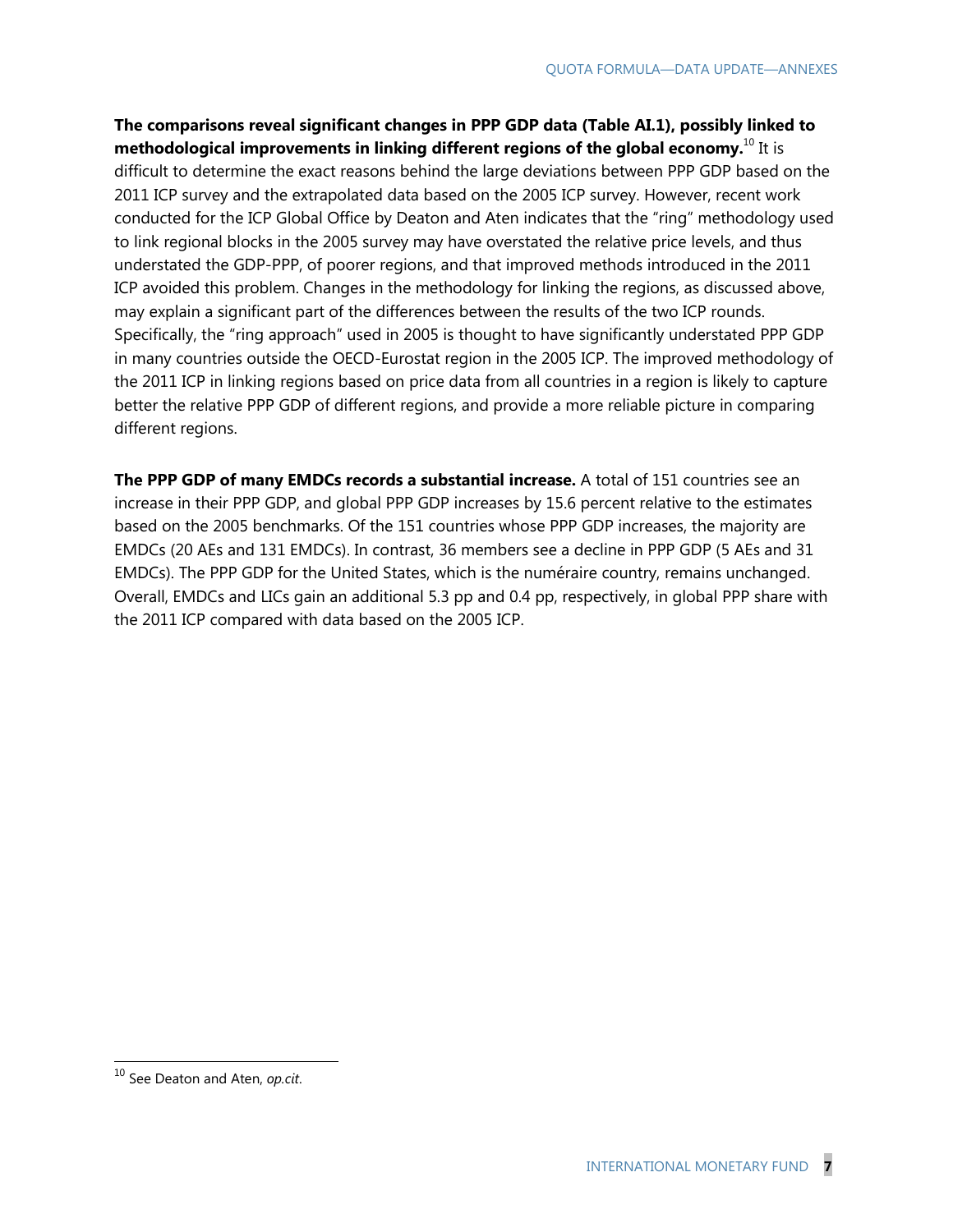**The comparisons reveal significant changes in PPP GDP data (Table AI.1), possibly linked to methodological improvements in linking different regions of the global economy.**[10] It is difficult to determine the exact reasons behind the large deviations between PPP GDP based on the 2011 ICP survey and the extrapolated data based on the 2005 ICP survey. However, recent work conducted for the ICP Global Office by Deaton and Aten indicates that the "ring" methodology used to link regional blocks in the 2005 survey may have overstated the relative price levels, and thus understated the GDP-PPP, of poorer regions, and that improved methods introduced in the 2011 ICP avoided this problem. Changes in the methodology for linking the regions, as discussed above, may explain a significant part of the differences between the results of the two ICP rounds. Specifically, the "ring approach" used in 2005 is thought to have significantly understated PPP GDP in many countries outside the OECD-Eurostat region in the 2005 ICP. The improved methodology of the 2011 ICP in linking regions based on price data from all countries in a region is likely to capture better the relative PPP GDP of different regions, and provide a more reliable picture in comparing different regions.

**The PPP GDP of many EMDCs records a substantial increase.** A total of 151 countries see an increase in their PPP GDP, and global PPP GDP increases by 15.6 percent relative to the estimates based on the 2005 benchmarks. Of the 151 countries whose PPP GDP increases, the majority are EMDCs (20 AEs and 131 EMDCs). In contrast, 36 members see a decline in PPP GDP (5 AEs and 31 EMDCs). The PPP GDP for the United States, which is the numéraire country, remains unchanged. Overall, EMDCs and LICs gain an additional 5.3 pp and 0.4 pp, respectively, in global PPP share with the 2011 ICP compared with data based on the 2005 ICP.

---

[10] See Deaton and Aten, *op.cit*.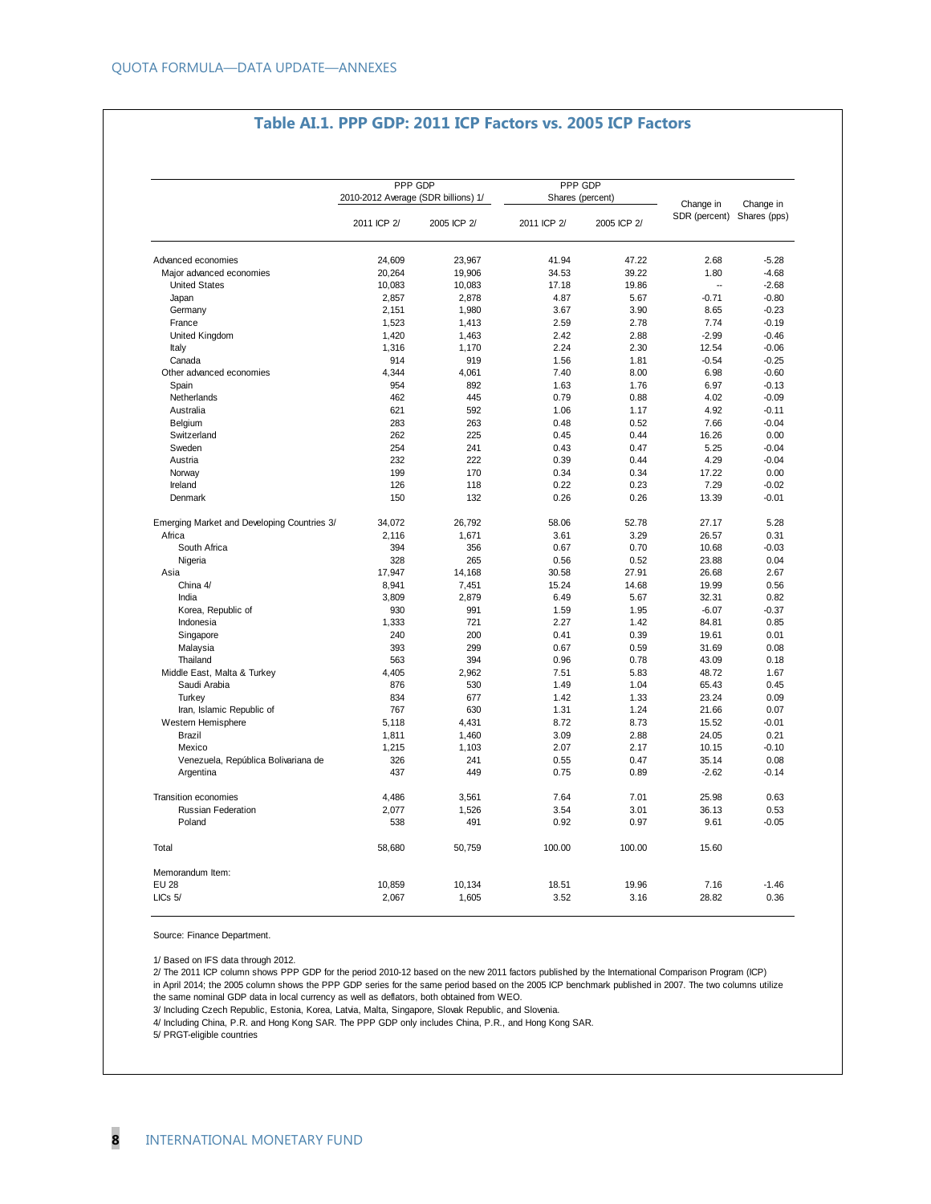## Table AI.1. PPP GDP: 2011 ICP Factors vs. 2005 ICP Factors

| | PPP GDP 2010-2012 Average (SDR billions) 1/ | | PPP GDP Shares (percent) | | Change in SDR (percent) | Change in Shares (pps) |
|---|---|---|---|---|---|---|
| | 2011 ICP 2/ | 2005 ICP 2/ | 2011 ICP 2/ | 2005 ICP 2/ | | |
| Advanced economies | 24,609 | 23,967 | 41.94 | 47.22 | 2.68 | -5.28 |
| Major advanced economies | 20,264 | 19,906 | 34.53 | 39.22 | 1.80 | -4.68 |
| United States | 10,083 | 10,083 | 17.18 | 19.86 | -- | -2.68 |
| Japan | 2,857 | 2,878 | 4.87 | 5.67 | -0.71 | -0.80 |
| Germany | 2,151 | 1,980 | 3.67 | 3.90 | 8.65 | -0.23 |
| France | 1,523 | 1,413 | 2.59 | 2.78 | 7.74 | -0.19 |
| United Kingdom | 1,420 | 1,463 | 2.42 | 2.88 | -2.99 | -0.46 |
| Italy | 1,316 | 1,170 | 2.24 | 2.30 | 12.54 | -0.06 |
| Canada | 914 | 919 | 1.56 | 1.81 | -0.54 | -0.25 |
| Other advanced economies | 4,344 | 4,061 | 7.40 | 8.00 | 6.98 | -0.60 |
| Spain | 954 | 892 | 1.63 | 1.76 | 6.97 | -0.13 |
| Netherlands | 462 | 445 | 0.79 | 0.88 | 4.02 | -0.09 |
| Australia | 621 | 592 | 1.06 | 1.17 | 4.92 | -0.11 |
| Belgium | 283 | 263 | 0.48 | 0.52 | 7.66 | -0.04 |
| Switzerland | 262 | 225 | 0.45 | 0.44 | 16.26 | 0.00 |
| Sweden | 254 | 241 | 0.43 | 0.47 | 5.25 | -0.04 |
| Austria | 232 | 222 | 0.39 | 0.44 | 4.29 | -0.04 |
| Norway | 199 | 170 | 0.34 | 0.34 | 17.22 | 0.00 |
| Ireland | 126 | 118 | 0.22 | 0.23 | 7.29 | -0.02 |
| Denmark | 150 | 132 | 0.26 | 0.26 | 13.39 | -0.01 |
| Emerging Market and Developing Countries 3/ | 34,072 | 26,792 | 58.06 | 52.78 | 27.17 | 5.28 |
| Africa | 2,116 | 1,671 | 3.61 | 3.29 | 26.57 | 0.31 |
| South Africa | 394 | 356 | 0.67 | 0.70 | 10.68 | -0.03 |
| Nigeria | 328 | 265 | 0.56 | 0.52 | 23.88 | 0.04 |
| Asia | 17,947 | 14,168 | 30.58 | 27.91 | 26.68 | 2.67 |
| China 4/ | 8,941 | 7,451 | 15.24 | 14.68 | 19.99 | 0.56 |
| India | 3,809 | 2,879 | 6.49 | 5.67 | 32.31 | 0.82 |
| Korea, Republic of | 930 | 991 | 1.59 | 1.95 | -6.07 | -0.37 |
| Indonesia | 1,333 | 721 | 2.27 | 1.42 | 84.81 | 0.85 |
| Singapore | 240 | 200 | 0.41 | 0.39 | 19.61 | 0.01 |
| Malaysia | 393 | 299 | 0.67 | 0.59 | 31.69 | 0.08 |
| Thailand | 563 | 394 | 0.96 | 0.78 | 43.09 | 0.18 |
| Middle East, Malta & Turkey | 4,405 | 2,962 | 7.51 | 5.83 | 48.72 | 1.67 |
| Saudi Arabia | 876 | 530 | 1.49 | 1.04 | 65.43 | 0.45 |
| Turkey | 834 | 677 | 1.42 | 1.33 | 23.24 | 0.09 |
| Iran, Islamic Republic of | 767 | 630 | 1.31 | 1.24 | 21.66 | 0.07 |
| Western Hemisphere | 5,118 | 4,431 | 8.72 | 8.73 | 15.52 | -0.01 |
| Brazil | 1,811 | 1,460 | 3.09 | 2.88 | 24.05 | 0.21 |
| Mexico | 1,215 | 1,103 | 2.07 | 2.17 | 10.15 | -0.10 |
| Venezuela, República Bolivariana de | 326 | 241 | 0.55 | 0.47 | 35.14 | 0.08 |
| Argentina | 437 | 449 | 0.75 | 0.89 | -2.62 | -0.14 |
| Transition economies | 4,486 | 3,561 | 7.64 | 7.01 | 25.98 | 0.63 |
| Russian Federation | 2,077 | 1,526 | 3.54 | 3.01 | 36.13 | 0.53 |
| Poland | 538 | 491 | 0.92 | 0.97 | 9.61 | -0.05 |
| Total | 58,680 | 50,759 | 100.00 | 100.00 | 15.60 | |
| Memorandum Item: | | | | | | |
| EU 28 | 10,859 | 10,134 | 18.51 | 19.96 | 7.16 | -1.46 |
| LICs 5/ | 2,067 | 1,605 | 3.52 | 3.16 | 28.82 | 0.36 |

Source: Finance Department.

1/ Based on IFS data through 2012.

2/ The 2011 ICP column shows PPP GDP for the period 2010-12 based on the new 2011 factors published by the International Comparison Program (ICP) in April 2014; the 2005 column shows the PPP GDP series for the same period based on the 2005 ICP benchmark published in 2007. The two columns utilize the same nominal GDP data in local currency as well as deflators, both obtained from WEO.

3/ Including Czech Republic, Estonia, Korea, Latvia, Malta, Singapore, Slovak Republic, and Slovenia.

4/ Including China, P.R. and Hong Kong SAR. The PPP GDP only includes China, P.R., and Hong Kong SAR.

5/ PRGT-eligible countries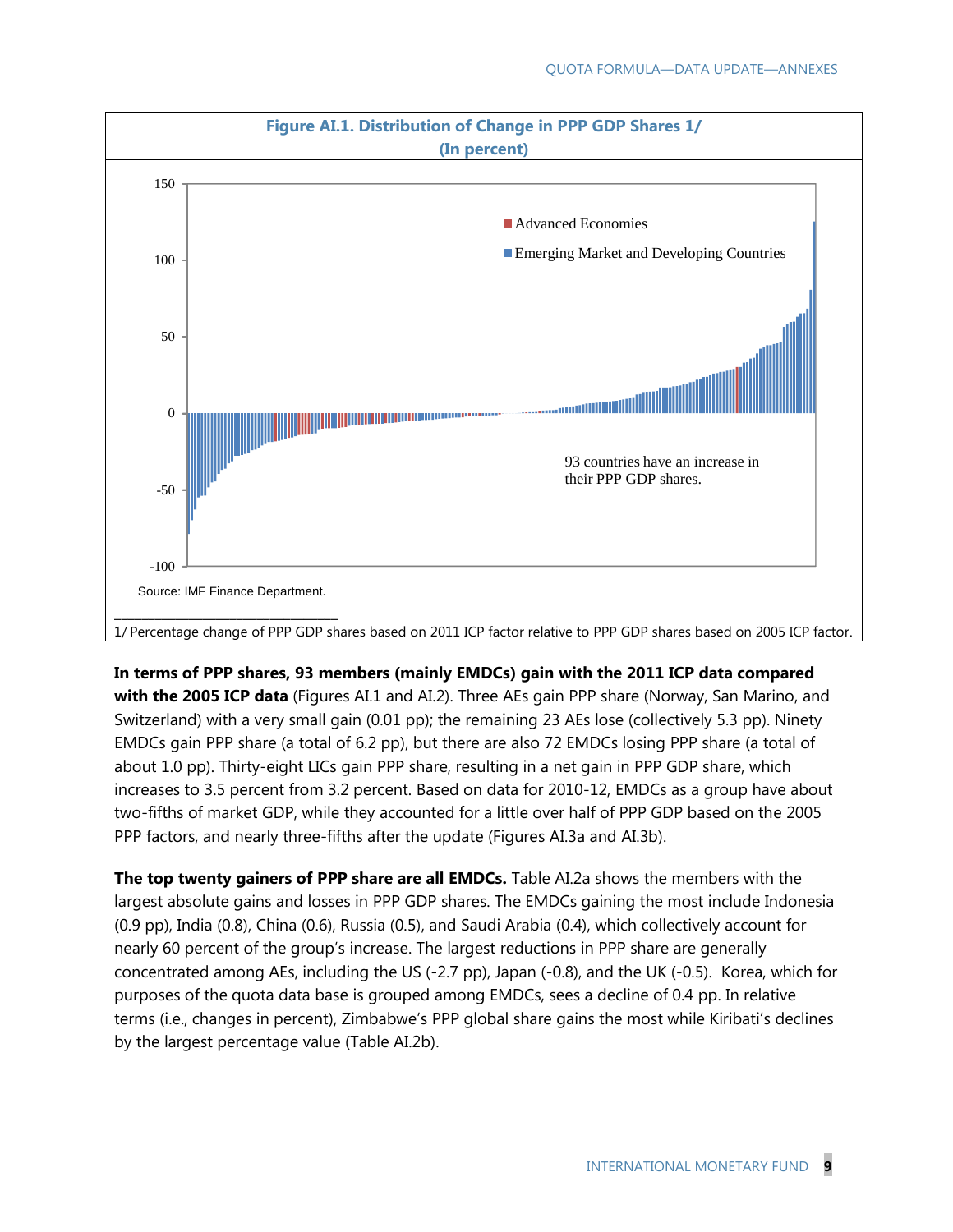**Figure AI.1. Distribution of Change in PPP GDP Shares 1/**
**(In percent)**

Advanced Economies

Emerging Market and Developing Countries

93 countries have an increase in their PPP GDP shares.

Source: IMF Finance Department.

1/ Percentage change of PPP GDP shares based on 2011 ICP factor relative to PPP GDP shares based on 2005 ICP factor.

**In terms of PPP shares, 93 members (mainly EMDCs) gain with the 2011 ICP data compared with the 2005 ICP data** (Figures AI.1 and AI.2). Three AEs gain PPP share (Norway, San Marino, and Switzerland) with a very small gain (0.01 pp); the remaining 23 AEs lose (collectively 5.3 pp). Ninety EMDCs gain PPP share (a total of 6.2 pp), but there are also 72 EMDCs losing PPP share (a total of about 1.0 pp). Thirty-eight LICs gain PPP share, resulting in a net gain in PPP GDP share, which increases to 3.5 percent from 3.2 percent. Based on data for 2010-12, EMDCs as a group have about two-fifths of market GDP, while they accounted for a little over half of PPP GDP based on the 2005 PPP factors, and nearly three-fifths after the update (Figures AI.3a and AI.3b).

**The top twenty gainers of PPP share are all EMDCs.** Table AI.2a shows the members with the largest absolute gains and losses in PPP GDP shares. The EMDCs gaining the most include Indonesia (0.9 pp), India (0.8), China (0.6), Russia (0.5), and Saudi Arabia (0.4), which collectively account for nearly 60 percent of the group's increase. The largest reductions in PPP share are generally concentrated among AEs, including the US (-2.7 pp), Japan (-0.8), and the UK (-0.5). Korea, which for purposes of the quota data base is grouped among EMDCs, sees a decline of 0.4 pp. In relative terms (i.e., changes in percent), Zimbabwe's PPP global share gains the most while Kiribati's declines by the largest percentage value (Table AI.2b).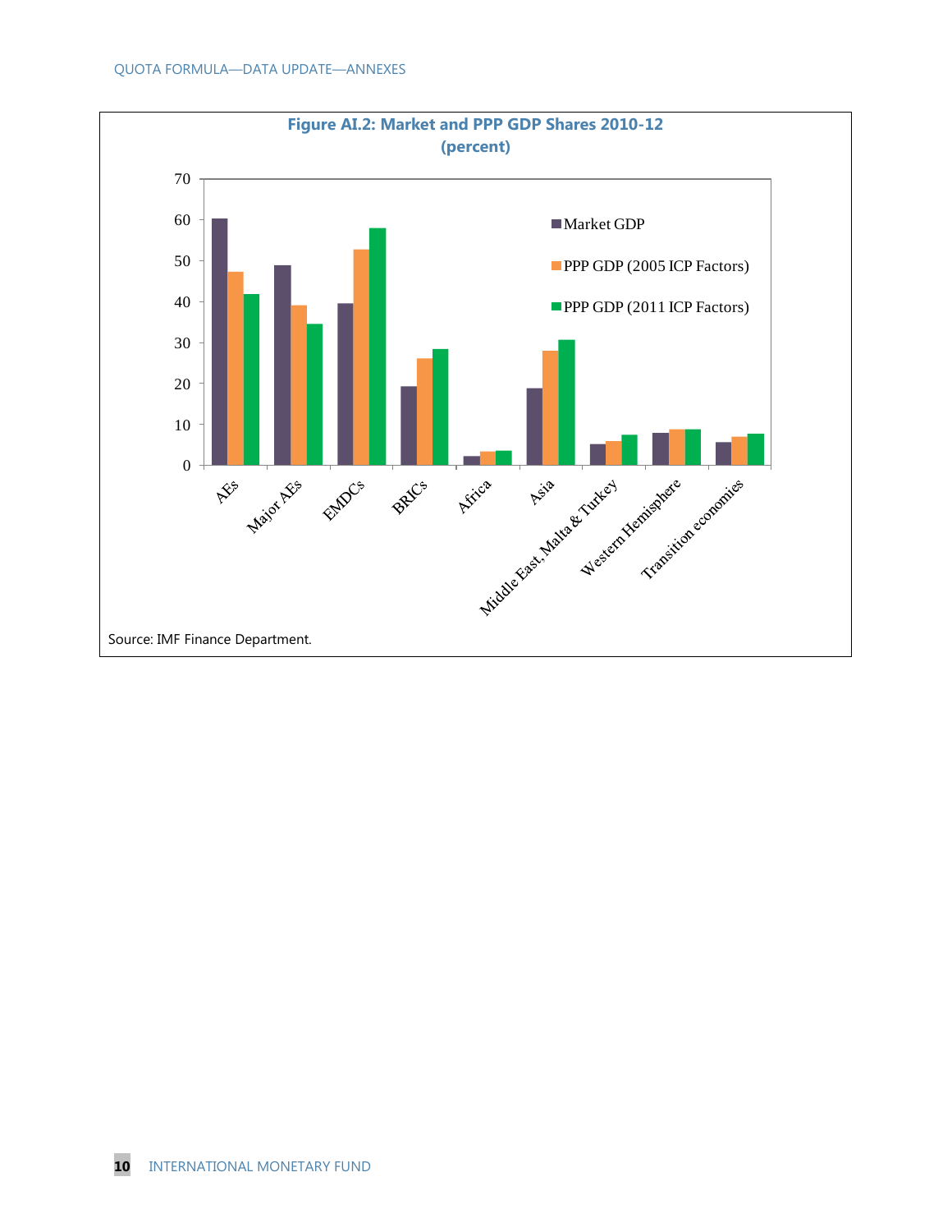**Figure AI.2: Market and PPP GDP Shares 2010-12**
**(percent)**

Source: IMF Finance Department.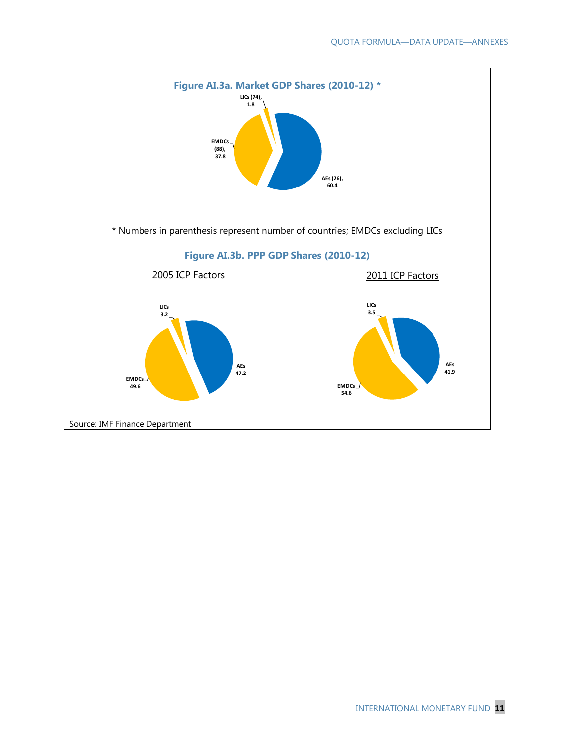**Figure AI.3a. Market GDP Shares (2010-12) ***

LICs (74), 1.8

EMDCs (88), 37.8

AEs (26), 60.4

* Numbers in parenthesis represent number of countries; EMDCs excluding LICs

**Figure AI.3b. PPP GDP Shares (2010-12)**

2005 ICP Factors

LICs 3.2

EMDCs 49.6

AEs 47.2

2011 ICP Factors

LICs 3.5

EMDCs 54.6

AEs 41.9

Source: IMF Finance Department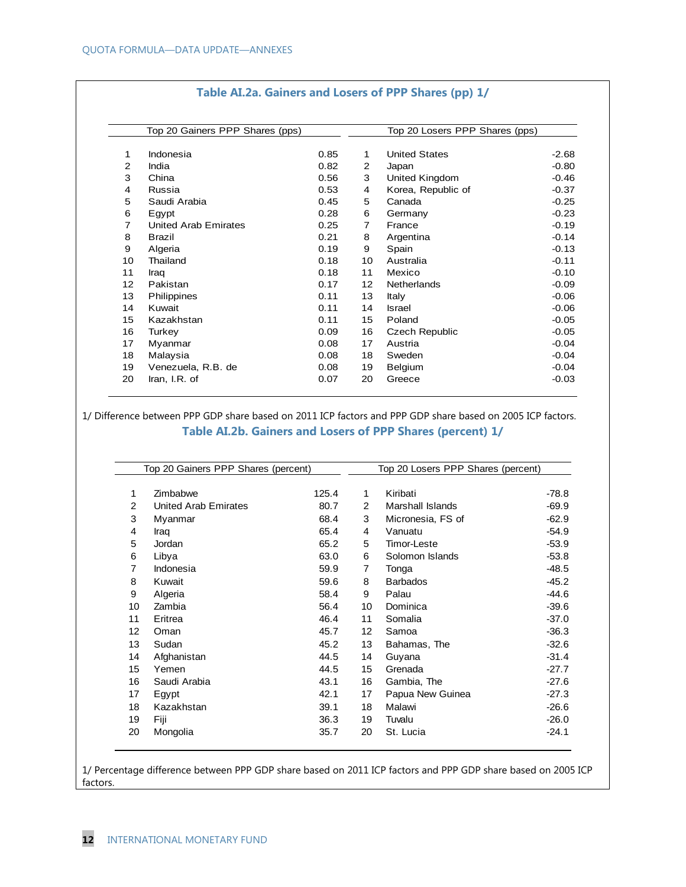### Table AI.2a. Gainers and Losers of PPP Shares (pp) 1/

| Top 20 Gainers PPP Shares (pps) | | | Top 20 Losers PPP Shares (pps) | | |
|---|---|---|---|---|---|
| 1 | Indonesia | 0.85 | 1 | United States | -2.68 |
| 2 | India | 0.82 | 2 | Japan | -0.80 |
| 3 | China | 0.56 | 3 | United Kingdom | -0.46 |
| 4 | Russia | 0.53 | 4 | Korea, Republic of | -0.37 |
| 5 | Saudi Arabia | 0.45 | 5 | Canada | -0.25 |
| 6 | Egypt | 0.28 | 6 | Germany | -0.23 |
| 7 | United Arab Emirates | 0.25 | 7 | France | -0.19 |
| 8 | Brazil | 0.21 | 8 | Argentina | -0.14 |
| 9 | Algeria | 0.19 | 9 | Spain | -0.13 |
| 10 | Thailand | 0.18 | 10 | Australia | -0.11 |
| 11 | Iraq | 0.18 | 11 | Mexico | -0.10 |
| 12 | Pakistan | 0.17 | 12 | Netherlands | -0.09 |
| 13 | Philippines | 0.11 | 13 | Italy | -0.06 |
| 14 | Kuwait | 0.11 | 14 | Israel | -0.06 |
| 15 | Kazakhstan | 0.11 | 15 | Poland | -0.05 |
| 16 | Turkey | 0.09 | 16 | Czech Republic | -0.05 |
| 17 | Myanmar | 0.08 | 17 | Austria | -0.04 |
| 18 | Malaysia | 0.08 | 18 | Sweden | -0.04 |
| 19 | Venezuela, R.B. de | 0.08 | 19 | Belgium | -0.04 |
| 20 | Iran, I.R. of | 0.07 | 20 | Greece | -0.03 |

1/ Difference between PPP GDP share based on 2011 ICP factors and PPP GDP share based on 2005 ICP factors.

### Table AI.2b. Gainers and Losers of PPP Shares (percent) 1/

| Top 20 Gainers PPP Shares (percent) | | | Top 20 Losers PPP Shares (percent) | | |
|---|---|---|---|---|---|
| 1 | Zimbabwe | 125.4 | 1 | Kiribati | -78.8 |
| 2 | United Arab Emirates | 80.7 | 2 | Marshall Islands | -69.9 |
| 3 | Myanmar | 68.4 | 3 | Micronesia, FS of | -62.9 |
| 4 | Iraq | 65.4 | 4 | Vanuatu | -54.9 |
| 5 | Jordan | 65.2 | 5 | Timor-Leste | -53.9 |
| 6 | Libya | 63.0 | 6 | Solomon Islands | -53.8 |
| 7 | Indonesia | 59.9 | 7 | Tonga | -48.5 |
| 8 | Kuwait | 59.6 | 8 | Barbados | -45.2 |
| 9 | Algeria | 58.4 | 9 | Palau | -44.6 |
| 10 | Zambia | 56.4 | 10 | Dominica | -39.6 |
| 11 | Eritrea | 46.4 | 11 | Somalia | -37.0 |
| 12 | Oman | 45.7 | 12 | Samoa | -36.3 |
| 13 | Sudan | 45.2 | 13 | Bahamas, The | -32.6 |
| 14 | Afghanistan | 44.5 | 14 | Guyana | -31.4 |
| 15 | Yemen | 44.5 | 15 | Grenada | -27.7 |
| 16 | Saudi Arabia | 43.1 | 16 | Gambia, The | -27.6 |
| 17 | Egypt | 42.1 | 17 | Papua New Guinea | -27.3 |
| 18 | Kazakhstan | 39.1 | 18 | Malawi | -26.6 |
| 19 | Fiji | 36.3 | 19 | Tuvalu | -26.0 |
| 20 | Mongolia | 35.7 | 20 | St. Lucia | -24.1 |

1/ Percentage difference between PPP GDP share based on 2011 ICP factors and PPP GDP share based on 2005 ICP factors.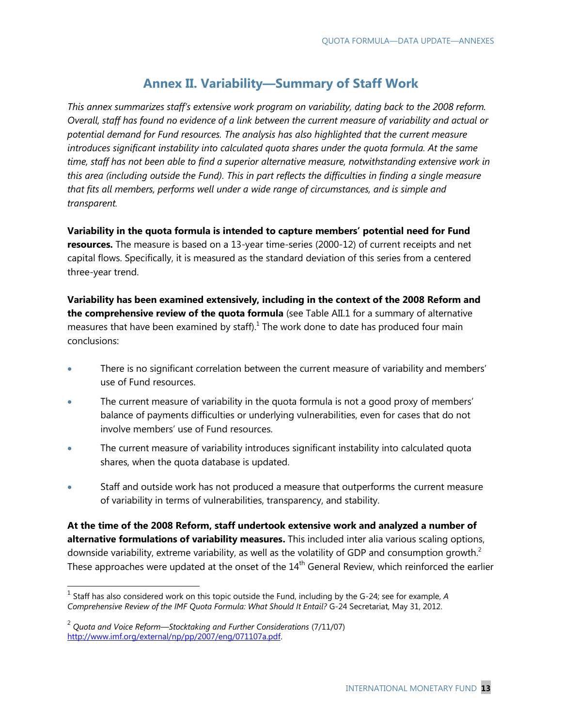## Annex II. Variability—Summary of Staff Work

*This annex summarizes staff's extensive work program on variability, dating back to the 2008 reform. Overall, staff has found no evidence of a link between the current measure of variability and actual or potential demand for Fund resources. The analysis has also highlighted that the current measure introduces significant instability into calculated quota shares under the quota formula. At the same time, staff has not been able to find a superior alternative measure, notwithstanding extensive work in this area (including outside the Fund). This in part reflects the difficulties in finding a single measure that fits all members, performs well under a wide range of circumstances, and is simple and transparent.*

**Variability in the quota formula is intended to capture members' potential need for Fund resources.** The measure is based on a 13-year time-series (2000-12) of current receipts and net capital flows. Specifically, it is measured as the standard deviation of this series from a centered three-year trend.

**Variability has been examined extensively, including in the context of the 2008 Reform and the comprehensive review of the quota formula** (see Table AII.1 for a summary of alternative measures that have been examined by staff).[1] The work done to date has produced four main conclusions:

- There is no significant correlation between the current measure of variability and members' use of Fund resources.
- The current measure of variability in the quota formula is not a good proxy of members' balance of payments difficulties or underlying vulnerabilities, even for cases that do not involve members' use of Fund resources.
- The current measure of variability introduces significant instability into calculated quota shares, when the quota database is updated.
- Staff and outside work has not produced a measure that outperforms the current measure of variability in terms of vulnerabilities, transparency, and stability.

**At the time of the 2008 Reform, staff undertook extensive work and analyzed a number of alternative formulations of variability measures.** This included inter alia various scaling options, downside variability, extreme variability, as well as the volatility of GDP and consumption growth.[2] These approaches were updated at the onset of the 14th General Review, which reinforced the earlier

---

[1] Staff has also considered work on this topic outside the Fund, including by the G-24; see for example, *A Comprehensive Review of the IMF Quota Formula: What Should It Entail?* G-24 Secretariat, May 31, 2012.

[2] *Quota and Voice Reform—Stocktaking and Further Considerations* (7/11/07) http://www.imf.org/external/np/pp/2007/eng/071107a.pdf.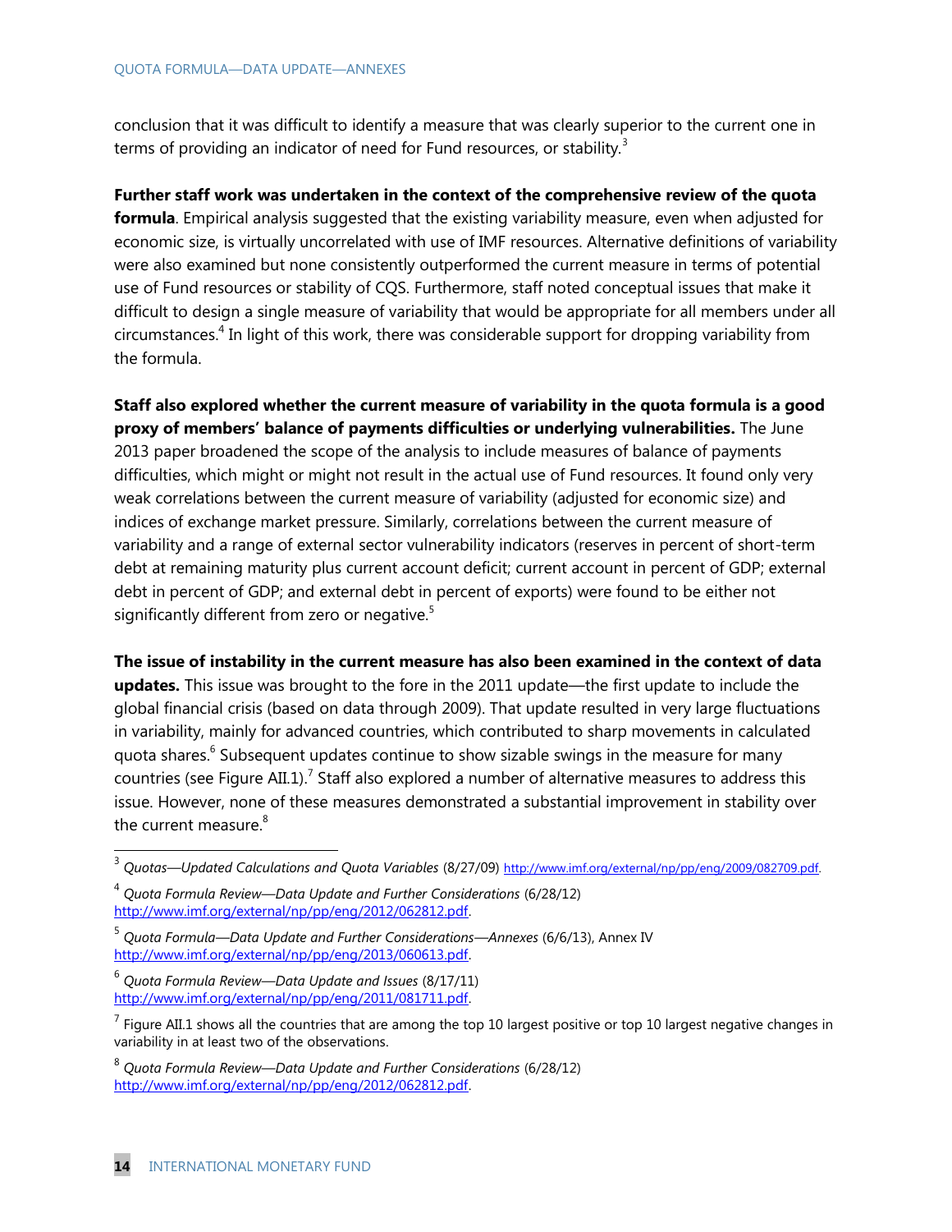conclusion that it was difficult to identify a measure that was clearly superior to the current one in terms of providing an indicator of need for Fund resources, or stability.[3]

**Further staff work was undertaken in the context of the comprehensive review of the quota formula**. Empirical analysis suggested that the existing variability measure, even when adjusted for economic size, is virtually uncorrelated with use of IMF resources. Alternative definitions of variability were also examined but none consistently outperformed the current measure in terms of potential use of Fund resources or stability of CQS. Furthermore, staff noted conceptual issues that make it difficult to design a single measure of variability that would be appropriate for all members under all circumstances.[4] In light of this work, there was considerable support for dropping variability from the formula.

**Staff also explored whether the current measure of variability in the quota formula is a good proxy of members' balance of payments difficulties or underlying vulnerabilities.** The June 2013 paper broadened the scope of the analysis to include measures of balance of payments difficulties, which might or might not result in the actual use of Fund resources. It found only very weak correlations between the current measure of variability (adjusted for economic size) and indices of exchange market pressure. Similarly, correlations between the current measure of variability and a range of external sector vulnerability indicators (reserves in percent of short-term debt at remaining maturity plus current account deficit; current account in percent of GDP; external debt in percent of GDP; and external debt in percent of exports) were found to be either not significantly different from zero or negative.[5]

**The issue of instability in the current measure has also been examined in the context of data updates.** This issue was brought to the fore in the 2011 update—the first update to include the global financial crisis (based on data through 2009). That update resulted in very large fluctuations in variability, mainly for advanced countries, which contributed to sharp movements in calculated quota shares.[6] Subsequent updates continue to show sizable swings in the measure for many countries (see Figure AII.1).[7] Staff also explored a number of alternative measures to address this issue. However, none of these measures demonstrated a substantial improvement in stability over the current measure.[8]

---

[3] *Quotas—Updated Calculations and Quota Variables* (8/27/09) http://www.imf.org/external/np/pp/eng/2009/082709.pdf.

[4] *Quota Formula Review—Data Update and Further Considerations* (6/28/12) http://www.imf.org/external/np/pp/eng/2012/062812.pdf.

[5] *Quota Formula—Data Update and Further Considerations—Annexes* (6/6/13), Annex IV http://www.imf.org/external/np/pp/eng/2013/060613.pdf.

[6] *Quota Formula Review—Data Update and Issues* (8/17/11) http://www.imf.org/external/np/pp/eng/2011/081711.pdf.

[7] Figure AII.1 shows all the countries that are among the top 10 largest positive or top 10 largest negative changes in variability in at least two of the observations.

[8] *Quota Formula Review—Data Update and Further Considerations* (6/28/12) http://www.imf.org/external/np/pp/eng/2012/062812.pdf.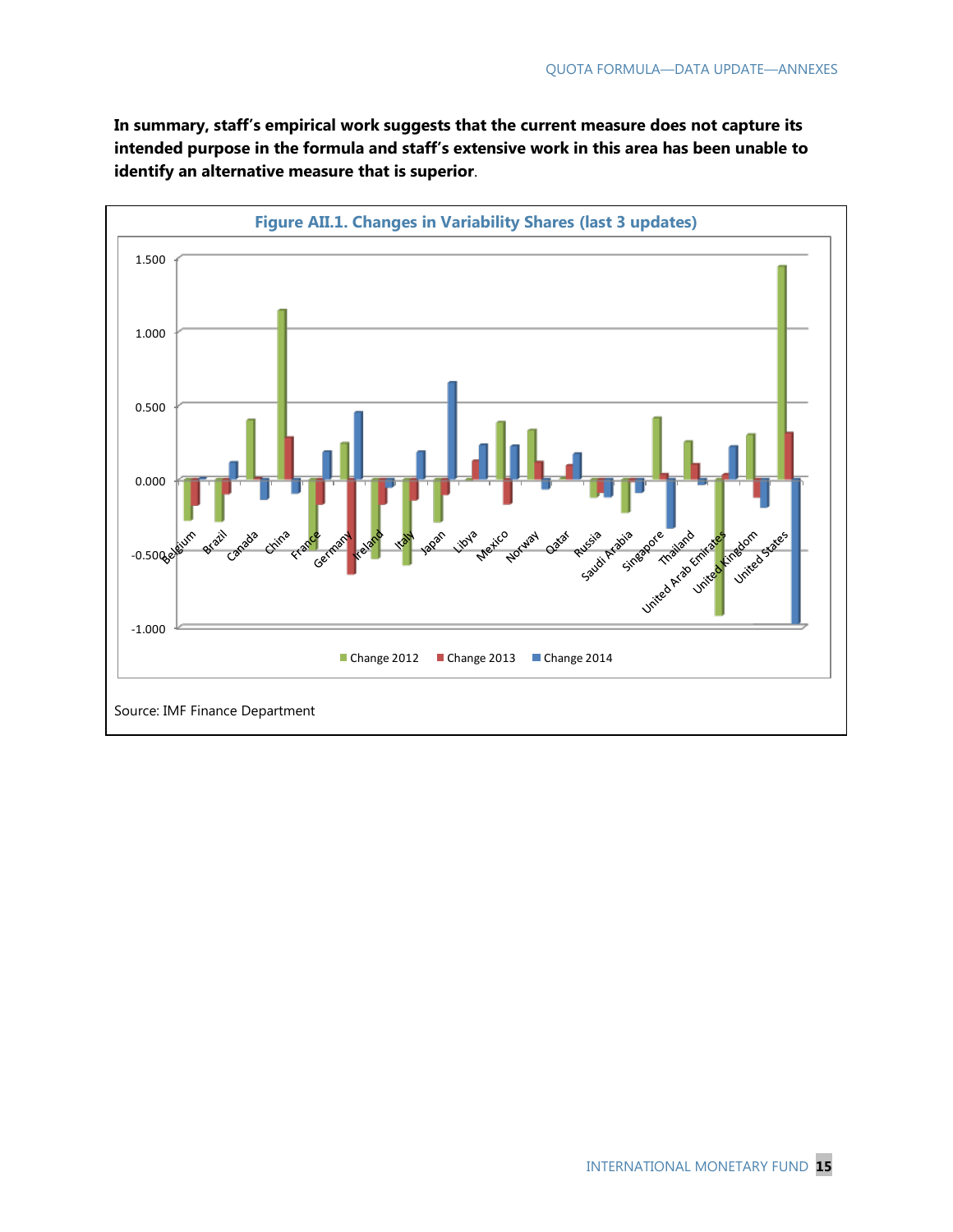**In summary, staff's empirical work suggests that the current measure does not capture its intended purpose in the formula and staff's extensive work in this area has been unable to identify an alternative measure that is superior**.

**Figure AII.1. Changes in Variability Shares (last 3 updates)**

Source: IMF Finance Department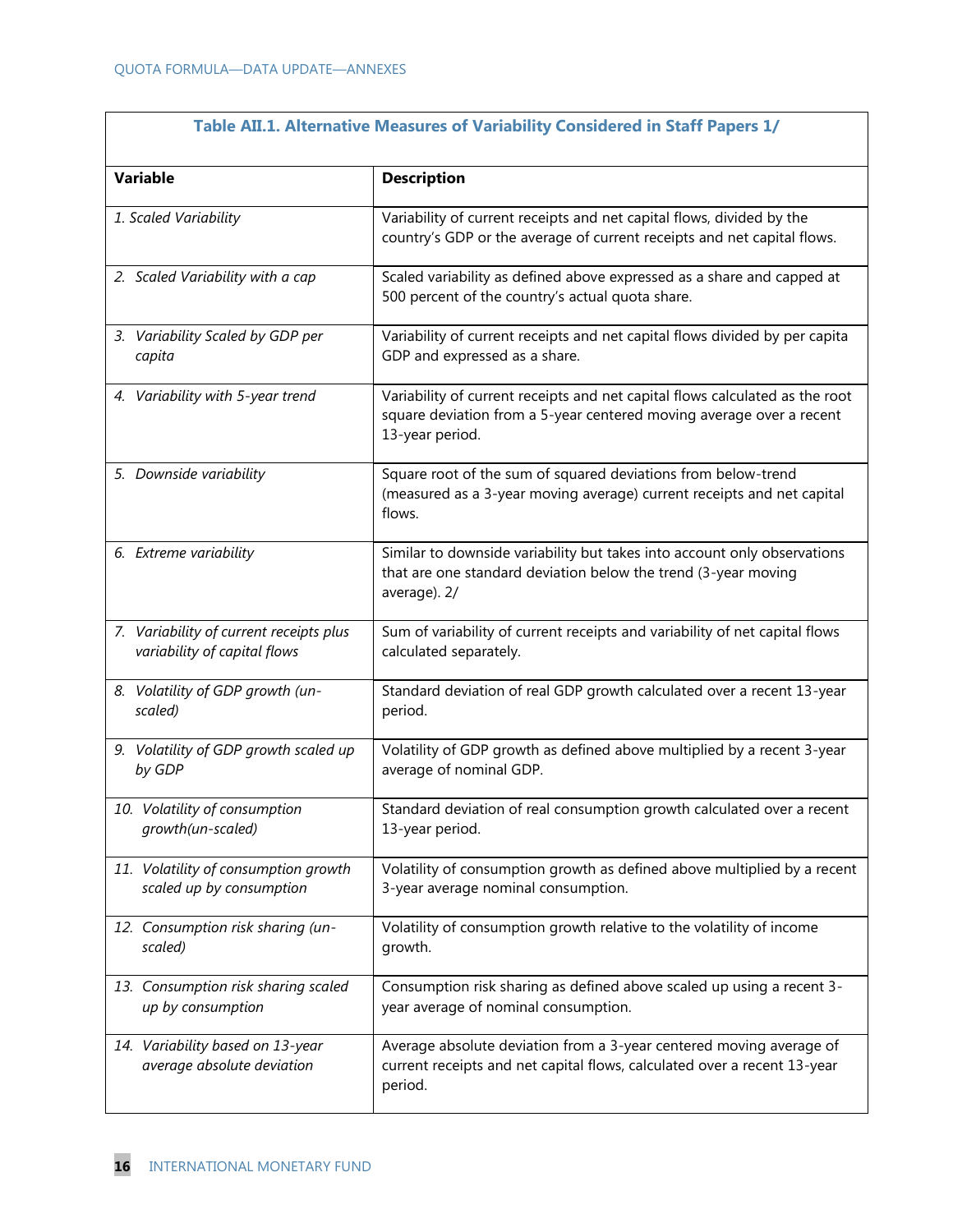| Table AII.1. Alternative Measures of Variability Considered in Staff Papers 1/ | |
|---|---|
| **Variable** | **Description** |
| *1. Scaled Variability* | Variability of current receipts and net capital flows, divided by the country's GDP or the average of current receipts and net capital flows. |
| *2. Scaled Variability with a cap* | Scaled variability as defined above expressed as a share and capped at 500 percent of the country's actual quota share. |
| *3. Variability Scaled by GDP per capita* | Variability of current receipts and net capital flows divided by per capita GDP and expressed as a share. |
| *4. Variability with 5-year trend* | Variability of current receipts and net capital flows calculated as the root square deviation from a 5-year centered moving average over a recent 13-year period. |
| *5. Downside variability* | Square root of the sum of squared deviations from below-trend (measured as a 3-year moving average) current receipts and net capital flows. |
| *6. Extreme variability* | Similar to downside variability but takes into account only observations that are one standard deviation below the trend (3-year moving average). 2/ |
| *7. Variability of current receipts plus variability of capital flows* | Sum of variability of current receipts and variability of net capital flows calculated separately. |
| *8. Volatility of GDP growth (un-scaled)* | Standard deviation of real GDP growth calculated over a recent 13-year period. |
| *9. Volatility of GDP growth scaled up by GDP* | Volatility of GDP growth as defined above multiplied by a recent 3-year average of nominal GDP. |
| *10. Volatility of consumption growth(un-scaled)* | Standard deviation of real consumption growth calculated over a recent 13-year period. |
| *11. Volatility of consumption growth scaled up by consumption* | Volatility of consumption growth as defined above multiplied by a recent 3-year average nominal consumption. |
| *12. Consumption risk sharing (un-scaled)* | Volatility of consumption growth relative to the volatility of income growth. |
| *13. Consumption risk sharing scaled up by consumption* | Consumption risk sharing as defined above scaled up using a recent 3-year average of nominal consumption. |
| *14. Variability based on 13-year average absolute deviation* | Average absolute deviation from a 3-year centered moving average of current receipts and net capital flows, calculated over a recent 13-year period. |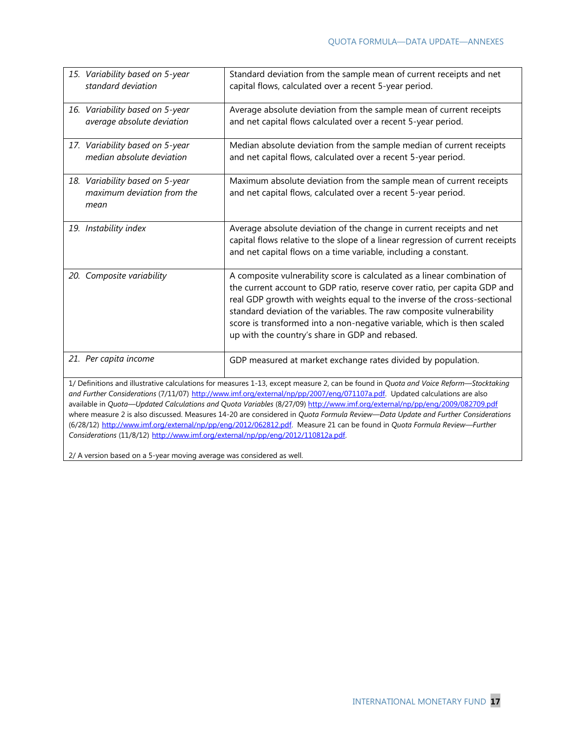| | |
|---|---|
| *15. Variability based on 5-year standard deviation* | Standard deviation from the sample mean of current receipts and net capital flows, calculated over a recent 5-year period. |
| *16. Variability based on 5-year average absolute deviation* | Average absolute deviation from the sample mean of current receipts and net capital flows calculated over a recent 5-year period. |
| *17. Variability based on 5-year median absolute deviation* | Median absolute deviation from the sample median of current receipts and net capital flows, calculated over a recent 5-year period. |
| *18. Variability based on 5-year maximum deviation from the mean* | Maximum absolute deviation from the sample mean of current receipts and net capital flows, calculated over a recent 5-year period. |
| *19. Instability index* | Average absolute deviation of the change in current receipts and net capital flows relative to the slope of a linear regression of current receipts and net capital flows on a time variable, including a constant. |
| *20. Composite variability* | A composite vulnerability score is calculated as a linear combination of the current account to GDP ratio, reserve cover ratio, per capita GDP and real GDP growth with weights equal to the inverse of the cross-sectional standard deviation of the variables. The raw composite vulnerability score is transformed into a non-negative variable, which is then scaled up with the country's share in GDP and rebased. |
| *21. Per capita income* | GDP measured at market exchange rates divided by population. |

1/ Definitions and illustrative calculations for measures 1-13, except measure 2, can be found in *Quota and Voice Reform—Stocktaking and Further Considerations* (7/11/07) http://www.imf.org/external/np/pp/2007/eng/071107a.pdf. Updated calculations are also available in *Quota—Updated Calculations and Quota Variables* (8/27/09) http://www.imf.org/external/np/pp/eng/2009/082709.pdf where measure 2 is also discussed. Measures 14-20 are considered in *Quota Formula Review—Data Update and Further Considerations* (6/28/12) http://www.imf.org/external/np/pp/eng/2012/062812.pdf. Measure 21 can be found in *Quota Formula Review—Further Considerations* (11/8/12) http://www.imf.org/external/np/pp/eng/2012/110812a.pdf.

2/ A version based on a 5-year moving average was considered as well.